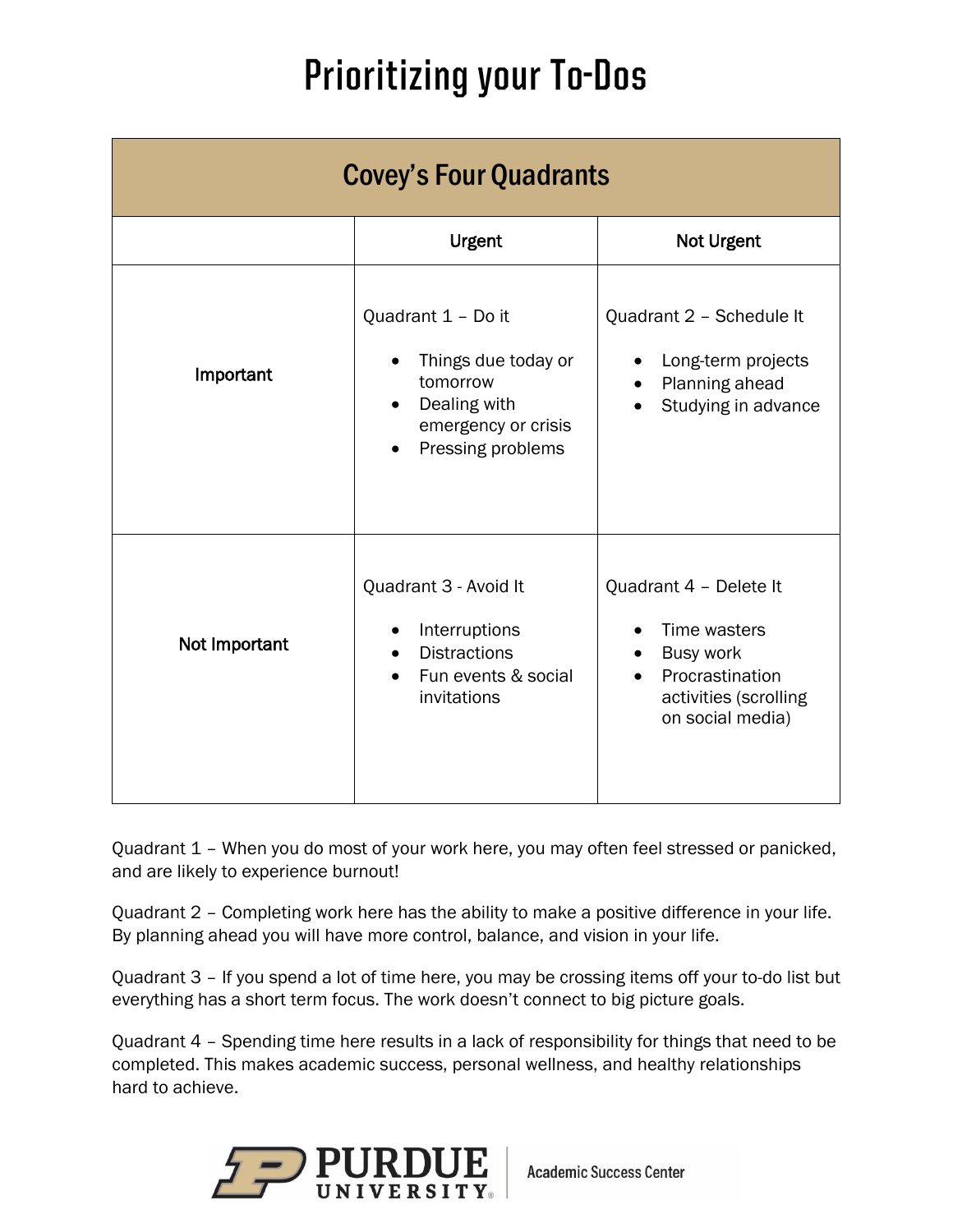# Prioritizing your To-Dos

| Covey's Four Quadrants | | |
|---|---|---|
| | **Urgent** | **Not Urgent** |
| **Important** | Quadrant 1 – Do it<br>• Things due today or tomorrow<br>• Dealing with emergency or crisis<br>• Pressing problems | Quadrant 2 – Schedule It<br>• Long-term projects<br>• Planning ahead<br>• Studying in advance |
| **Not Important** | Quadrant 3 - Avoid It<br>• Interruptions<br>• Distractions<br>• Fun events & social invitations | Quadrant 4 – Delete It<br>• Time wasters<br>• Busy work<br>• Procrastination activities (scrolling on social media) |

Quadrant 1 – When you do most of your work here, you may often feel stressed or panicked, and are likely to experience burnout!

Quadrant 2 – Completing work here has the ability to make a positive difference in your life. By planning ahead you will have more control, balance, and vision in your life.

Quadrant 3 – If you spend a lot of time here, you may be crossing items off your to-do list but everything has a short term focus. The work doesn't connect to big picture goals.

Quadrant 4 – Spending time here results in a lack of responsibility for things that need to be completed. This makes academic success, personal wellness, and healthy relationships hard to achieve.

PURDUE UNIVERSITY® | Academic Success Center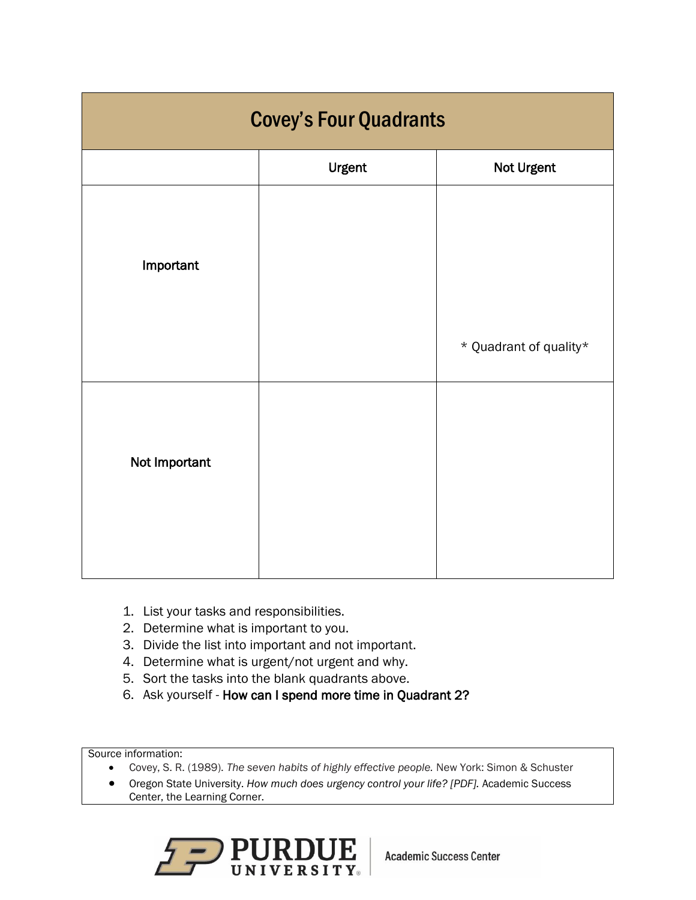# Covey's Four Quadrants

| | Urgent | Not Urgent |
|---|---|---|
| Important | | * Quadrant of quality* |
| Not Important | | |

1. List your tasks and responsibilities.
2. Determine what is important to you.
3. Divide the list into important and not important.
4. Determine what is urgent/not urgent and why.
5. Sort the tasks into the blank quadrants above.
6. Ask yourself - **How can I spend more time in Quadrant 2?**

Source information:

- Covey, S. R. (1989). *The seven habits of highly effective people.* New York: Simon & Schuster
- Oregon State University. *How much does urgency control your life? [PDF].* Academic Success Center, the Learning Corner.

PURDUE UNIVERSITY Academic Success Center